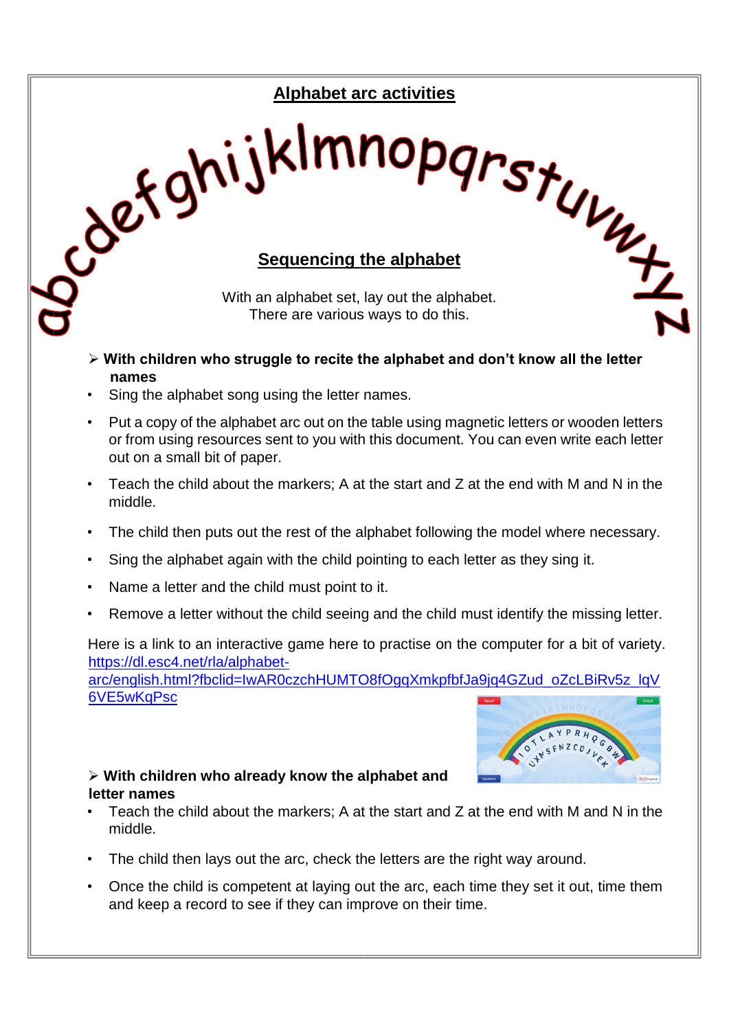# Alphabet arc activities

abcdefghijklmnopqrstuvwxyz

## Sequencing the alphabet

With an alphabet set, lay out the alphabet.
There are various ways to do this.

- **With children who struggle to recite the alphabet and don't know all the letter names**

- Sing the alphabet song using the letter names.
- Put a copy of the alphabet arc out on the table using magnetic letters or wooden letters or from using resources sent to you with this document. You can even write each letter out on a small bit of paper.
- Teach the child about the markers; A at the start and Z at the end with M and N in the middle.
- The child then puts out the rest of the alphabet following the model where necessary.
- Sing the alphabet again with the child pointing to each letter as they sing it.
- Name a letter and the child must point to it.
- Remove a letter without the child seeing and the child must identify the missing letter.

Here is a link to an interactive game here to practise on the computer for a bit of variety. [https://dl.esc4.net/rla/alphabet-arc/english.html?fbclid=IwAR0czchHUMTO8fOgqXmkpfbfJa9jq4GZud_oZcLBiRv5z_lqV6VE5wKqPsc](https://dl.esc4.net/rla/alphabet-arc/english.html?fbclid=IwAR0czchHUMTO8fOgqXmkpfbfJa9jq4GZud_oZcLBiRv5z_lqV6VE5wKqPsc)

- **With children who already know the alphabet and letter names**

- Teach the child about the markers; A at the start and Z at the end with M and N in the middle.
- The child then lays out the arc, check the letters are the right way around.
- Once the child is competent at laying out the arc, each time they set it out, time them and keep a record to see if they can improve on their time.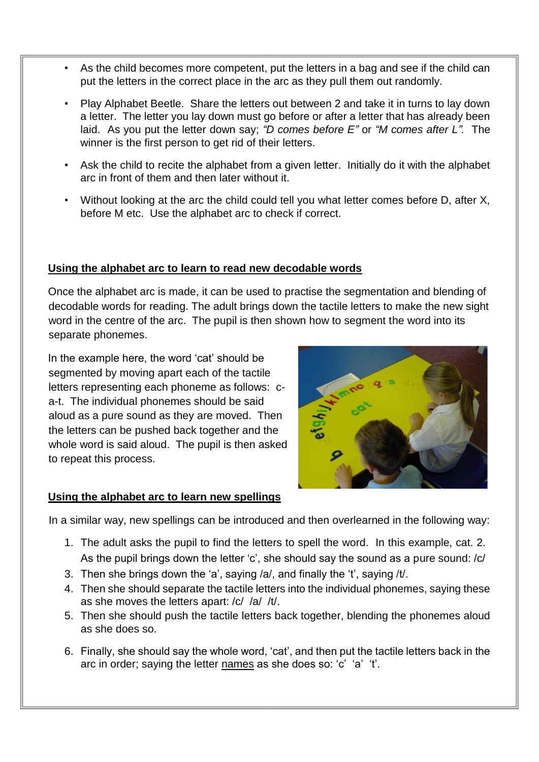- As the child becomes more competent, put the letters in a bag and see if the child can put the letters in the correct place in the arc as they pull them out randomly.
- Play Alphabet Beetle. Share the letters out between 2 and take it in turns to lay down a letter. The letter you lay down must go before or after a letter that has already been laid. As you put the letter down say; *"D comes before E"* or *"M comes after L".* The winner is the first person to get rid of their letters.
- Ask the child to recite the alphabet from a given letter. Initially do it with the alphabet arc in front of them and then later without it.
- Without looking at the arc the child could tell you what letter comes before D, after X, before M etc. Use the alphabet arc to check if correct.

## Using the alphabet arc to learn to read new decodable words

Once the alphabet arc is made, it can be used to practise the segmentation and blending of decodable words for reading. The adult brings down the tactile letters to make the new sight word in the centre of the arc. The pupil is then shown how to segment the word into its separate phonemes.

In the example here, the word 'cat' should be segmented by moving apart each of the tactile letters representing each phoneme as follows: c-a-t. The individual phonemes should be said aloud as a pure sound as they are moved. Then the letters can be pushed back together and the whole word is said aloud. The pupil is then asked to repeat this process.

## Using the alphabet arc to learn new spellings

In a similar way, new spellings can be introduced and then overlearned in the following way:

1. The adult asks the pupil to find the letters to spell the word. In this example, cat.
2. As the pupil brings down the letter 'c', she should say the sound as a pure sound: /c/
3. Then she brings down the 'a', saying /a/, and finally the 't', saying /t/.
4. Then she should separate the tactile letters into the individual phonemes, saying these as she moves the letters apart: /c/ /a/ /t/.
5. Then she should push the tactile letters back together, blending the phonemes aloud as she does so.
6. Finally, she should say the whole word, 'cat', and then put the tactile letters back in the arc in order; saying the letter names as she does so: 'c' 'a' 't'.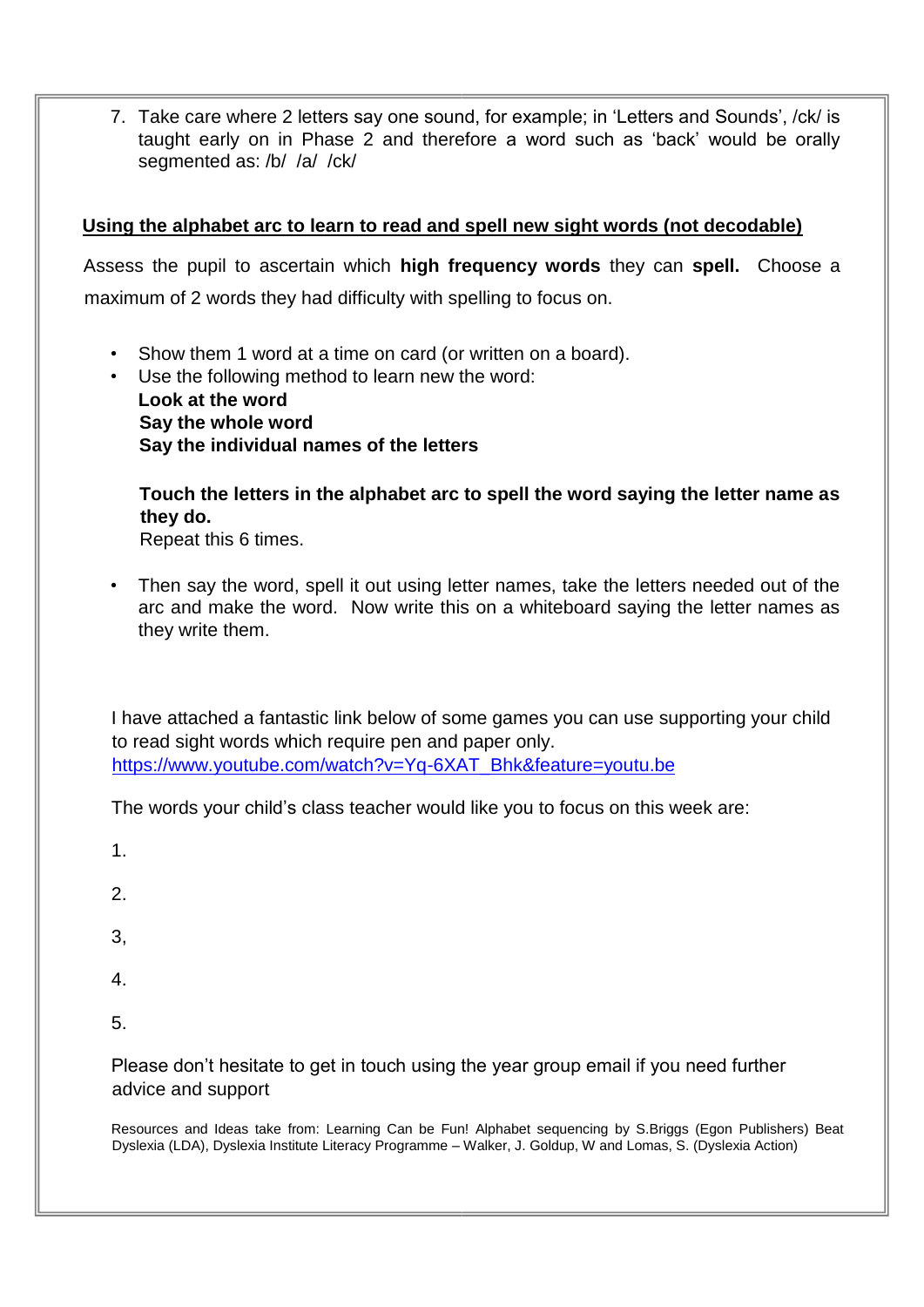7. Take care where 2 letters say one sound, for example; in 'Letters and Sounds', /ck/ is taught early on in Phase 2 and therefore a word such as 'back' would be orally segmented as: /b/ /a/ /ck/

**Using the alphabet arc to learn to read and spell new sight words (not decodable)**

Assess the pupil to ascertain which **high frequency words** they can **spell.** Choose a maximum of 2 words they had difficulty with spelling to focus on.

- Show them 1 word at a time on card (or written on a board).
- Use the following method to learn new the word:
  **Look at the word**
  **Say the whole word**
  **Say the individual names of the letters**

  **Touch the letters in the alphabet arc to spell the word saying the letter name as they do.**
  Repeat this 6 times.

- Then say the word, spell it out using letter names, take the letters needed out of the arc and make the word. Now write this on a whiteboard saying the letter names as they write them.

I have attached a fantastic link below of some games you can use supporting your child to read sight words which require pen and paper only.
https://www.youtube.com/watch?v=Yq-6XAT_Bhk&feature=youtu.be

The words your child's class teacher would like you to focus on this week are:

1.

2.

3,

4.

5.

Please don't hesitate to get in touch using the year group email if you need further advice and support

Resources and Ideas take from: Learning Can be Fun! Alphabet sequencing by S.Briggs (Egon Publishers) Beat Dyslexia (LDA), Dyslexia Institute Literacy Programme – Walker, J. Goldup, W and Lomas, S. (Dyslexia Action)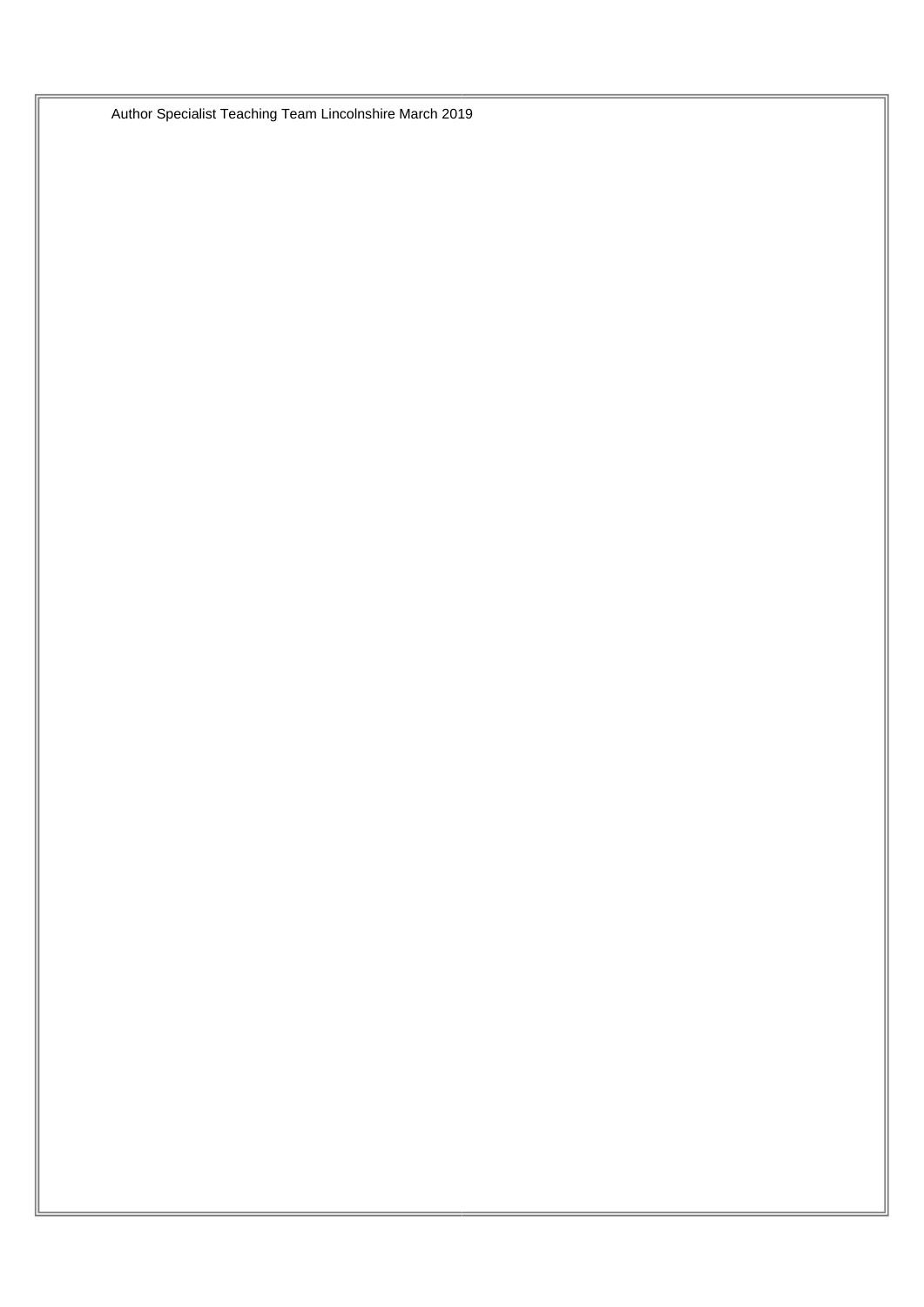Author Specialist Teaching Team Lincolnshire March 2019